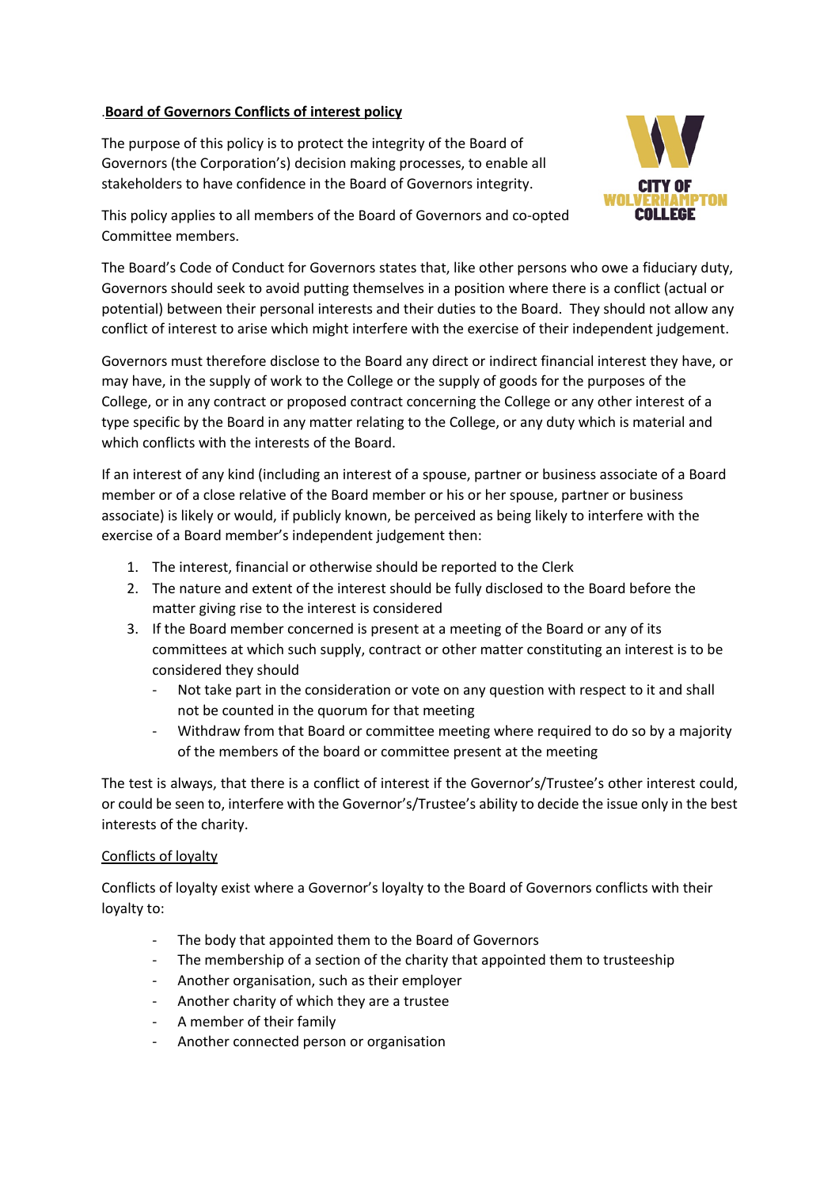.**Board of Governors Conflicts of interest policy**

The purpose of this policy is to protect the integrity of the Board of Governors (the Corporation's) decision making processes, to enable all stakeholders to have confidence in the Board of Governors integrity.

This policy applies to all members of the Board of Governors and co-opted Committee members.

The Board's Code of Conduct for Governors states that, like other persons who owe a fiduciary duty, Governors should seek to avoid putting themselves in a position where there is a conflict (actual or potential) between their personal interests and their duties to the Board. They should not allow any conflict of interest to arise which might interfere with the exercise of their independent judgement.

Governors must therefore disclose to the Board any direct or indirect financial interest they have, or may have, in the supply of work to the College or the supply of goods for the purposes of the College, or in any contract or proposed contract concerning the College or any other interest of a type specific by the Board in any matter relating to the College, or any duty which is material and which conflicts with the interests of the Board.

If an interest of any kind (including an interest of a spouse, partner or business associate of a Board member or of a close relative of the Board member or his or her spouse, partner or business associate) is likely or would, if publicly known, be perceived as being likely to interfere with the exercise of a Board member's independent judgement then:

1. The interest, financial or otherwise should be reported to the Clerk
2. The nature and extent of the interest should be fully disclosed to the Board before the matter giving rise to the interest is considered
3. If the Board member concerned is present at a meeting of the Board or any of its committees at which such supply, contract or other matter constituting an interest is to be considered they should
   - Not take part in the consideration or vote on any question with respect to it and shall not be counted in the quorum for that meeting
   - Withdraw from that Board or committee meeting where required to do so by a majority of the members of the board or committee present at the meeting

The test is always, that there is a conflict of interest if the Governor's/Trustee's other interest could, or could be seen to, interfere with the Governor's/Trustee's ability to decide the issue only in the best interests of the charity.

Conflicts of loyalty

Conflicts of loyalty exist where a Governor's loyalty to the Board of Governors conflicts with their loyalty to:

- The body that appointed them to the Board of Governors
- The membership of a section of the charity that appointed them to trusteeship
- Another organisation, such as their employer
- Another charity of which they are a trustee
- A member of their family
- Another connected person or organisation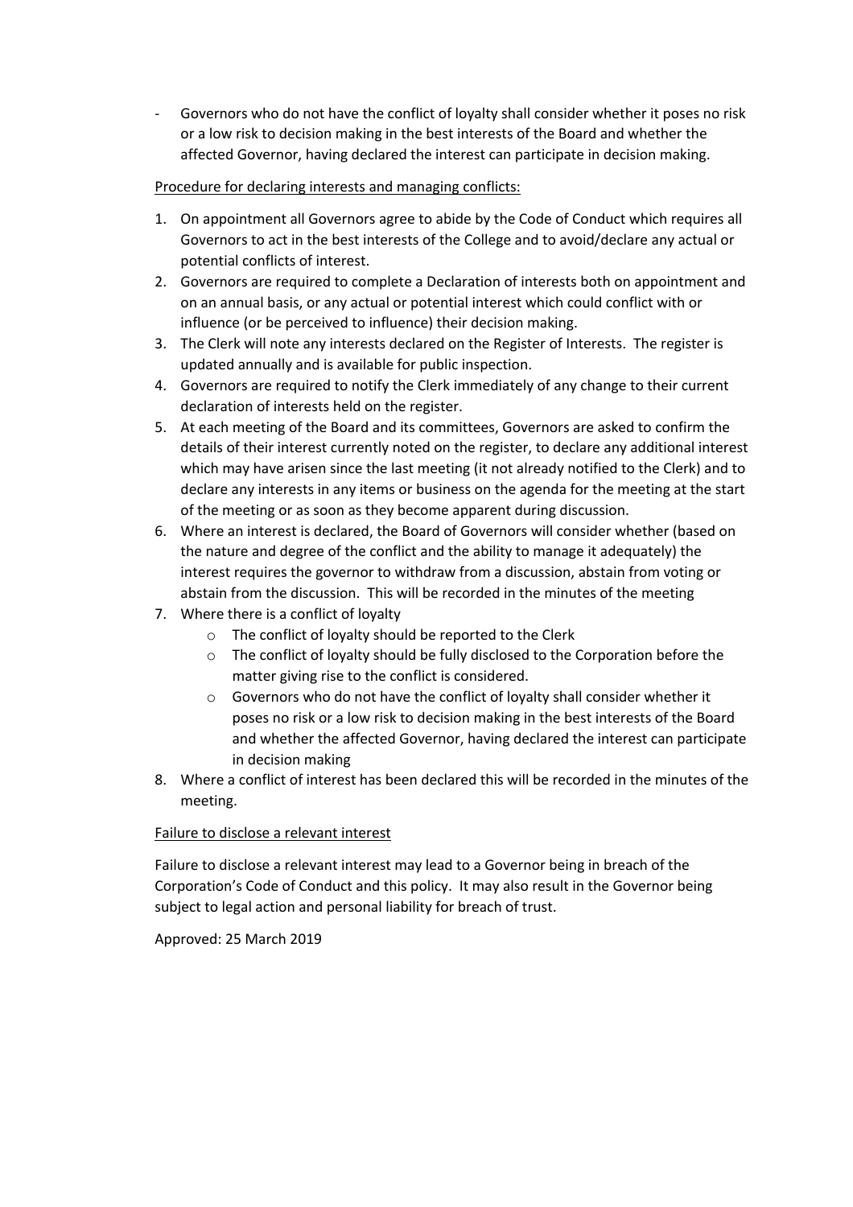- Governors who do not have the conflict of loyalty shall consider whether it poses no risk or a low risk to decision making in the best interests of the Board and whether the affected Governor, having declared the interest can participate in decision making.

<u>Procedure for declaring interests and managing conflicts:</u>

1. On appointment all Governors agree to abide by the Code of Conduct which requires all Governors to act in the best interests of the College and to avoid/declare any actual or potential conflicts of interest.
2. Governors are required to complete a Declaration of interests both on appointment and on an annual basis, or any actual or potential interest which could conflict with or influence (or be perceived to influence) their decision making.
3. The Clerk will note any interests declared on the Register of Interests. The register is updated annually and is available for public inspection.
4. Governors are required to notify the Clerk immediately of any change to their current declaration of interests held on the register.
5. At each meeting of the Board and its committees, Governors are asked to confirm the details of their interest currently noted on the register, to declare any additional interest which may have arisen since the last meeting (it not already notified to the Clerk) and to declare any interests in any items or business on the agenda for the meeting at the start of the meeting or as soon as they become apparent during discussion.
6. Where an interest is declared, the Board of Governors will consider whether (based on the nature and degree of the conflict and the ability to manage it adequately) the interest requires the governor to withdraw from a discussion, abstain from voting or abstain from the discussion. This will be recorded in the minutes of the meeting
7. Where there is a conflict of loyalty
    - The conflict of loyalty should be reported to the Clerk
    - The conflict of loyalty should be fully disclosed to the Corporation before the matter giving rise to the conflict is considered.
    - Governors who do not have the conflict of loyalty shall consider whether it poses no risk or a low risk to decision making in the best interests of the Board and whether the affected Governor, having declared the interest can participate in decision making
8. Where a conflict of interest has been declared this will be recorded in the minutes of the meeting.

<u>Failure to disclose a relevant interest</u>

Failure to disclose a relevant interest may lead to a Governor being in breach of the Corporation's Code of Conduct and this policy. It may also result in the Governor being subject to legal action and personal liability for breach of trust.

Approved: 25 March 2019